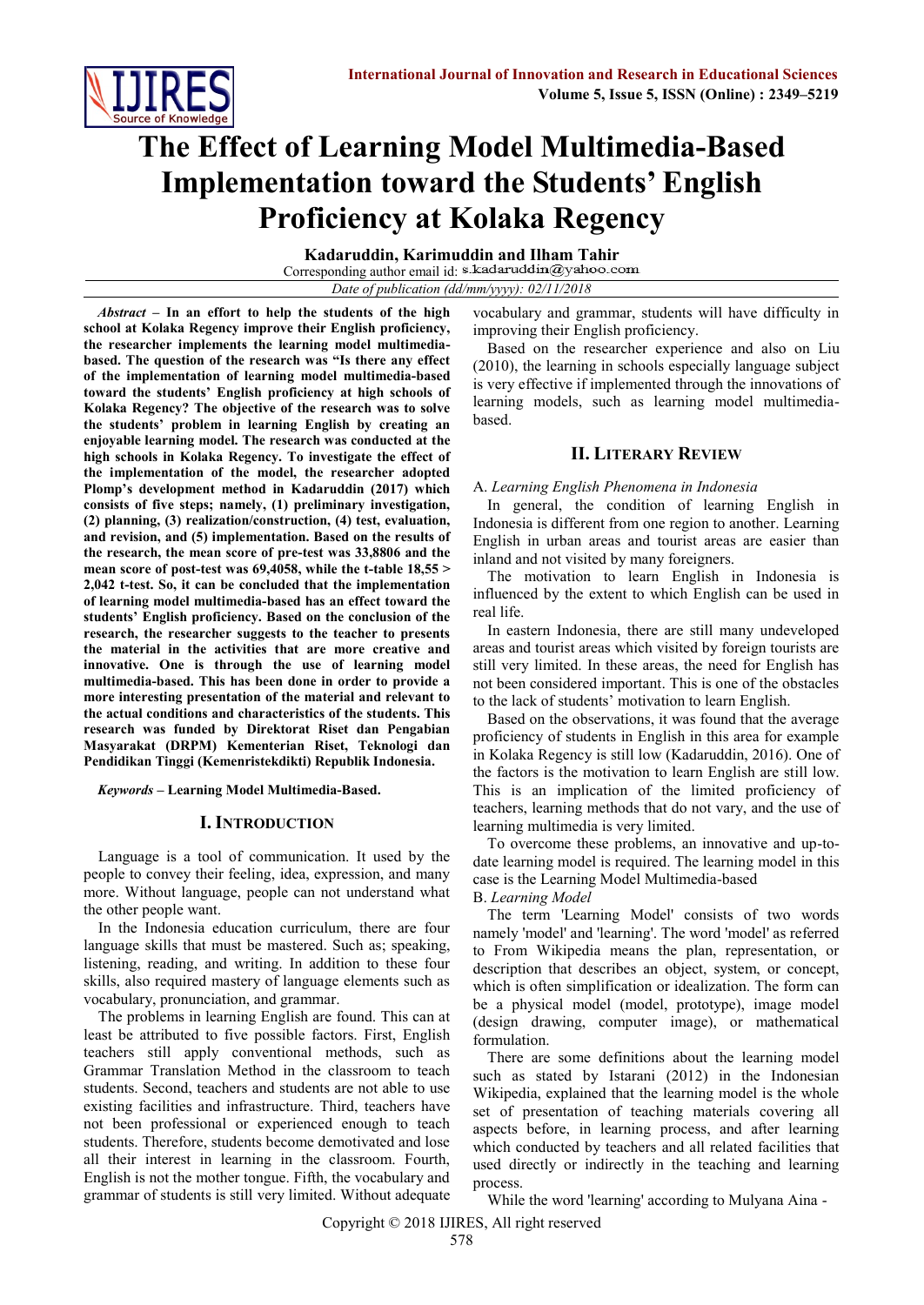# The Effect of Learning Model Multimedia-Based Implementation toward the Students' English Proficiency at Kolaka Regency

**Kadaruddin, Karimuddin and Ilham Tahir**

Corresponding author email id: s.kadaruddin@yahoo.com

*Date of publication (dd/mm/yyyy): 02/11/2018*

***Abstract* – In an effort to help the students of the high school at Kolaka Regency improve their English proficiency, the researcher implements the learning model multimedia-based. The question of the research was "Is there any effect of the implementation of learning model multimedia-based toward the students' English proficiency at high schools of Kolaka Regency? The objective of the research was to solve the students' problem in learning English by creating an enjoyable learning model. The research was conducted at the high schools in Kolaka Regency. To investigate the effect of the implementation of the model, the researcher adopted Plomp's development method in Kadaruddin (2017) which consists of five steps; namely, (1) preliminary investigation, (2) planning, (3) realization/construction, (4) test, evaluation, and revision, and (5) implementation. Based on the results of the research, the mean score of pre-test was 33,8806 and the mean score of post-test was 69,4058, while the t-table 18,55 > 2,042 t-test. So, it can be concluded that the implementation of learning model multimedia-based has an effect toward the students' English proficiency. Based on the conclusion of the research, the researcher suggests to the teacher to presents the material in the activities that are more creative and innovative. One is through the use of learning model multimedia-based. This has been done in order to provide a more interesting presentation of the material and relevant to the actual conditions and characteristics of the students. This research was funded by Direktorat Riset dan Pengabian Masyarakat (DRPM) Kementerian Riset, Teknologi dan Pendidikan Tinggi (Kemenristekdikti) Republik Indonesia.**

***Keywords* – Learning Model Multimedia-Based.**

## I. Introduction

Language is a tool of communication. It used by the people to convey their feeling, idea, expression, and many more. Without language, people can not understand what the other people want.

In the Indonesia education curriculum, there are four language skills that must be mastered. Such as; speaking, listening, reading, and writing. In addition to these four skills, also required mastery of language elements such as vocabulary, pronunciation, and grammar.

The problems in learning English are found. This can at least be attributed to five possible factors. First, English teachers still apply conventional methods, such as Grammar Translation Method in the classroom to teach students. Second, teachers and students are not able to use existing facilities and infrastructure. Third, teachers have not been professional or experienced enough to teach students. Therefore, students become demotivated and lose all their interest in learning in the classroom. Fourth, English is not the mother tongue. Fifth, the vocabulary and grammar of students is still very limited. Without adequate vocabulary and grammar, students will have difficulty in improving their English proficiency.

Based on the researcher experience and also on Liu (2010), the learning in schools especially language subject is very effective if implemented through the innovations of learning models, such as learning model multimedia-based.

## II. Literary Review

### A. *Learning English Phenomena in Indonesia*

In general, the condition of learning English in Indonesia is different from one region to another. Learning English in urban areas and tourist areas are easier than inland and not visited by many foreigners.

The motivation to learn English in Indonesia is influenced by the extent to which English can be used in real life.

In eastern Indonesia, there are still many undeveloped areas and tourist areas which visited by foreign tourists are still very limited. In these areas, the need for English has not been considered important. This is one of the obstacles to the lack of students' motivation to learn English.

Based on the observations, it was found that the average proficiency of students in English in this area for example in Kolaka Regency is still low (Kadaruddin, 2016). One of the factors is the motivation to learn English are still low. This is an implication of the limited proficiency of teachers, learning methods that do not vary, and the use of learning multimedia is very limited.

To overcome these problems, an innovative and up-to-date learning model is required. The learning model in this case is the Learning Model Multimedia-based

### B. *Learning Model*

The term 'Learning Model' consists of two words namely 'model' and 'learning'. The word 'model' as referred to From Wikipedia means the plan, representation, or description that describes an object, system, or concept, which is often simplification or idealization. The form can be a physical model (model, prototype), image model (design drawing, computer image), or mathematical formulation.

There are some definitions about the learning model such as stated by Istarani (2012) in the Indonesian Wikipedia, explained that the learning model is the whole set of presentation of teaching materials covering all aspects before, in learning process, and after learning which conducted by teachers and all related facilities that used directly or indirectly in the teaching and learning process.

While the word 'learning' according to Mulyana Aina -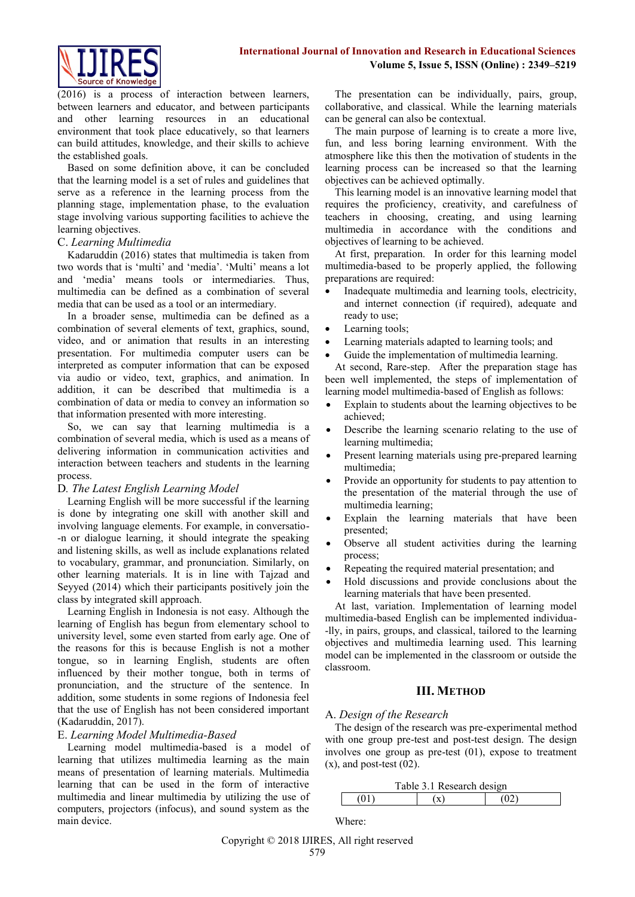(2016) is a process of interaction between learners, between learners and educator, and between participants and other learning resources in an educational environment that took place educatively, so that learners can build attitudes, knowledge, and their skills to achieve the established goals.

Based on some definition above, it can be concluded that the learning model is a set of rules and guidelines that serve as a reference in the learning process from the planning stage, implementation phase, to the evaluation stage involving various supporting facilities to achieve the learning objectives.

### C. *Learning Multimedia*

Kadaruddin (2016) states that multimedia is taken from two words that is 'multi' and 'media'. 'Multi' means a lot and 'media' means tools or intermediaries. Thus, multimedia can be defined as a combination of several media that can be used as a tool or an intermediary.

In a broader sense, multimedia can be defined as a combination of several elements of text, graphics, sound, video, and or animation that results in an interesting presentation. For multimedia computer users can be interpreted as computer information that can be exposed via audio or video, text, graphics, and animation. In addition, it can be described that multimedia is a combination of data or media to convey an information so that information presented with more interesting.

So, we can say that learning multimedia is a combination of several media, which is used as a means of delivering information in communication activities and interaction between teachers and students in the learning process.

### D. *The Latest English Learning Model*

Learning English will be more successful if the learning is done by integrating one skill with another skill and involving language elements. For example, in conversation or dialogue learning, it should integrate the speaking and listening skills, as well as include explanations related to vocabulary, grammar, and pronunciation. Similarly, on other learning materials. It is in line with Tajzad and Seyyed (2014) which their participants positively join the class by integrated skill approach.

Learning English in Indonesia is not easy. Although the learning of English has begun from elementary school to university level, some even started from early age. One of the reasons for this is because English is not a mother tongue, so in learning English, students are often influenced by their mother tongue, both in terms of pronunciation, and the structure of the sentence. In addition, some students in some regions of Indonesia feel that the use of English has not been considered important (Kadaruddin, 2017).

### E. *Learning Model Multimedia-Based*

Learning model multimedia-based is a model of learning that utilizes multimedia learning as the main means of presentation of learning materials. Multimedia learning that can be used in the form of interactive multimedia and linear multimedia by utilizing the use of computers, projectors (infocus), and sound system as the main device.

The presentation can be individually, pairs, group, collaborative, and classical. While the learning materials can be general can also be contextual.

The main purpose of learning is to create a more live, fun, and less boring learning environment. With the atmosphere like this then the motivation of students in the learning process can be increased so that the learning objectives can be achieved optimally.

This learning model is an innovative learning model that requires the proficiency, creativity, and carefulness of teachers in choosing, creating, and using learning multimedia in accordance with the conditions and objectives of learning to be achieved.

At first, preparation. In order for this learning model multimedia-based to be properly applied, the following preparations are required:

- Inadequate multimedia and learning tools, electricity, and internet connection (if required), adequate and ready to use;
- Learning tools;
- Learning materials adapted to learning tools; and
- Guide the implementation of multimedia learning.

At second, Rare-step. After the preparation stage has been well implemented, the steps of implementation of learning model multimedia-based of English as follows:

- Explain to students about the learning objectives to be achieved;
- Describe the learning scenario relating to the use of learning multimedia;
- Present learning materials using pre-prepared learning multimedia;
- Provide an opportunity for students to pay attention to the presentation of the material through the use of multimedia learning;
- Explain the learning materials that have been presented;
- Observe all student activities during the learning process;
- Repeating the required material presentation; and
- Hold discussions and provide conclusions about the learning materials that have been presented.

At last, variation. Implementation of learning model multimedia-based English can be implemented individually, in pairs, groups, and classical, tailored to the learning objectives and multimedia learning used. This learning model can be implemented in the classroom or outside the classroom.

## III. Method

### A. *Design of the Research*

The design of the research was pre-experimental method with one group pre-test and post-test design. The design involves one group as pre-test (01), expose to treatment (x), and post-test (02).

Table 3.1 Research design

| (01) | (x) | (02) |
|---|---|---|

Where: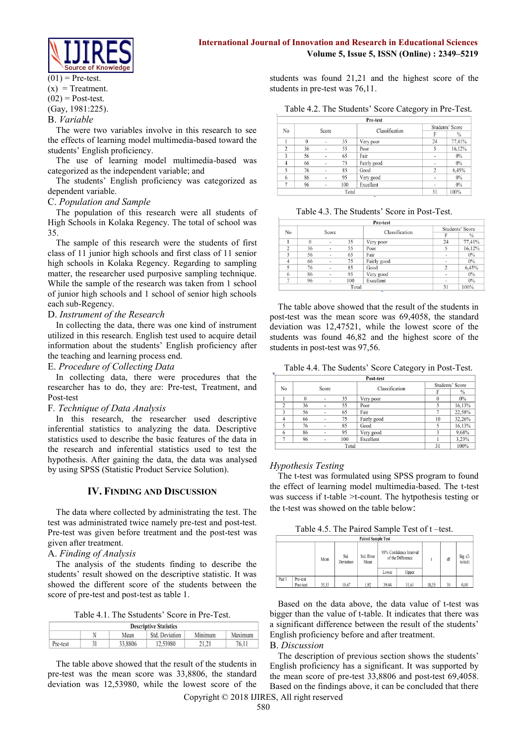(01) = Pre-test.
(x) = Treatment.
(02) = Post-test.
(Gay, 1981:225).

### B. *Variable*

The were two variables involve in this research to see the effects of learning model multimedia-based toward the students' English proficiency.

The use of learning model multimedia-based was categorized as the independent variable; and

The students' English proficiency was categorized as dependent variable.

### C. *Population and Sample*

The population of this research were all students of High Schools in Kolaka Regency. The total of school was 35.

The sample of this research were the students of first class of 11 junior high schools and first class of 11 senior high schools in Kolaka Regency. Regarding to sampling matter, the researcher used purposive sampling technique. While the sample of the research was taken from 1 school of junior high schools and 1 school of senior high schools each sub-Regency.

### D. *Instrument of the Research*

In collecting the data, there was one kind of instrument utilized in this research. English test used to acquire detail information about the students' English proficiency after the teaching and learning process end.

### E. *Procedure of Collecting Data*

In collecting data, there were procedures that the researcher has to do, they are: Pre-test, Treatment, and Post-test

### F. *Technique of Data Analysis*

In this research, the researcher used descriptive inferential statistics to analyzing the data. Descriptive statistics used to describe the basic features of the data in the research and inferential statistics used to test the hypothesis. After gaining the data, the data was analysed by using SPSS (Statistic Product Service Solution).

## IV. Finding and Discussion

The data where collected by administrating the test. The test was administrated twice namely pre-test and post-test. Pre-test was given before treatment and the post-test was given after treatment.

### A. *Finding of Analysis*

The analysis of the students finding to describe the students' result showed on the descriptive statistic. It was showed the different score of the students between the score of pre-test and post-test as table 1.

Table 4.1. The Sstudents' Score in Pre-Test.

| Descriptive Statistics | | | | | |
|---|---|---|---|---|---|
| | N | Mean | Std. Deviation | Minimum | Maximum |
| Pre-test | 31 | 33,8806 | 12,53980 | 21,21 | 76,11 |

The table above showed that the result of the students in pre-test was the mean score was 33,8806, the standard deviation was 12,53980, while the lowest score of the students was found 21,21 and the highest score of the students in pre-test was 76,11.

Table 4.2. The Students' Score Category in Pre-Test.

| No | Score | | | Classification | Students' Score | |
|---|---|---|---|---|---|---|
| | | | | | F | % |
| 1 | 0 | - | 35 | Very poor | 24 | 77,41% |
| 2 | 36 | - | 55 | Poor | 5 | 16,12% |
| 3 | 56 | - | 65 | Fair | - | 0% |
| 4 | 66 | - | 75 | Fairly good | - | 0% |
| 5 | 76 | - | 85 | Good | 2 | 6,45% |
| 6 | 86 | - | 95 | Very good | - | 0% |
| 7 | 96 | - | 100 | Excellent | - | 0% |
| | | | Total | | 31 | 100% |

Table 4.3. The Students' Score in Post-Test.

| No | Score | | | Classification | Students' Score | |
|---|---|---|---|---|---|---|
| | | | | | F | % |
| 1 | 0 | - | 35 | Very poor | 24 | 77,41% |
| 2 | 36 | - | 55 | Poor | 5 | 16,12% |
| 3 | 56 | - | 65 | Fair | - | 0% |
| 4 | 66 | - | 75 | Fairly good | - | 0% |
| 5 | 76 | - | 85 | Good | 2 | 6,45% |
| 6 | 86 | - | 95 | Very good | - | 0% |
| 7 | 96 | - | 100 | Excellent | - | 0% |
| | | | Total | | 31 | 100% |

The table above showed that the result of the students in post-test was the mean score was 69,4058, the standard deviation was 12,47521, while the lowest score of the students was found 46,82 and the highest score of the students in post-test was 97,56.

Table 4.4. The Sudents' Score Category in Post-Test.

| No | Score | | | Classification | Students' Score | |
|---|---|---|---|---|---|---|
| | | | | | F | % |
| 1 | 0 | - | 35 | Very poor | 0 | 0% |
| 2 | 36 | - | 55 | Poor | 5 | 16,13% |
| 3 | 56 | - | 65 | Fair | 7 | 22,58% |
| 4 | 66 | - | 75 | Fairly good | 10 | 32,26% |
| 5 | 76 | - | 85 | Good | 5 | 16,13% |
| 6 | 86 | - | 95 | Very good | 3 | 9,68% |
| 7 | 96 | - | 100 | Excellent | 1 | 3,23% |
| | | | Total | | 31 | 100% |

### *Hypothesis Testing*

The t-test was formulated using SPSS program to found the effect of learning model multimedia-based. The t-test was success if t-table >t-count. The hytpothesis testing or the t-test was showed on the table below:

Table 4.5. The Paired Sample Test of t –test.

| Paired Sample Test | | | | | | | | | |
|---|---|---|---|---|---|---|---|---|---|
| | | Mean | Std. Deviation | Std. Error Mean | 95% Confidence Interval of the Difference | | t | df | Sig. (2-tailed) |
| | | | | | Lower | Upper | | | |
| Pair 1 | Pre-test Post-test | 35,53 | 10,67 | 1,92 | 39,44 | 31,61 | 18,55 | 30 | 0,00 |

Based on the data above, the data value of t-test was bigger than the value of t-table. It indicates that there was a significant difference between the result of the students' English proficiency before and after treatment.

### B. *Discussion*

The description of previous section shows the students' English proficiency has a significant. It was supported by the mean score of pre-test 33,8806 and post-test 69,4058. Based on the findings above, it can be concluded that there

Copyright © 2018 IJIRES, All right reserved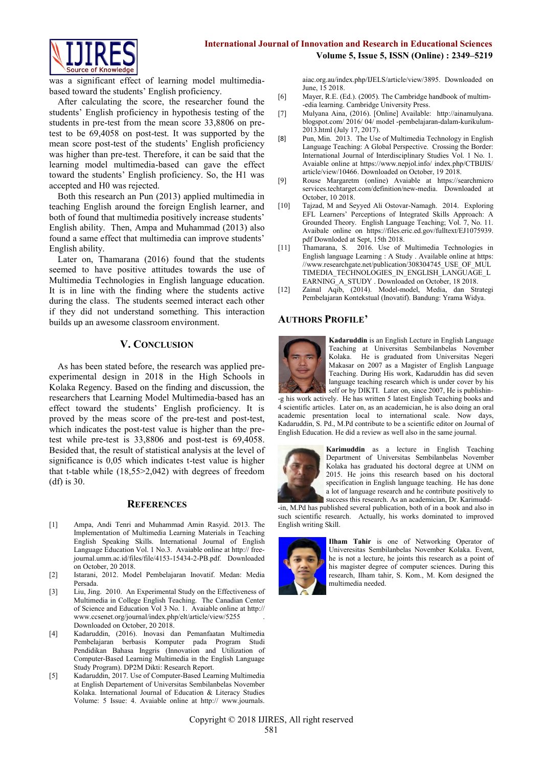was a significant effect of learning model multimedia-based toward the students' English proficiency.

After calculating the score, the researcher found the students' English proficiency in hypothesis testing of the students in pre-test from the mean score 33,8806 on pre-test to be 69,4058 on post-test. It was supported by the mean score post-test of the students' English proficiency was higher than pre-test. Therefore, it can be said that the learning model multimedia-based can gave the effect toward the students' English proficiency. So, the H1 was accepted and H0 was rejected.

Both this research an Pun (2013) applied multimedia in teaching English around the foreign English learner, and both of found that multimedia positively increase students' English ability. Then, Ampa and Muhammad (2013) also found a same effect that multimedia can improve students' English ability.

Later on, Thamarana (2016) found that the students seemed to have positive attitudes towards the use of Multimedia Technologies in English language education. It is in line with the finding where the students active during the class. The students seemed interact each other if they did not understand something. This interaction builds up an awesome classroom environment.

## V. Conclusion

As has been stated before, the research was applied pre-experimental design in 2018 in the High Schools in Kolaka Regency. Based on the finding and discussion, the researchers that Learning Model Multimedia-based has an effect toward the students' English proficiency. It is proved by the meas score of the pre-test and post-test, which indicates the post-test value is higher than the pre-test while pre-test is 33,8806 and post-test is 69,4058. Besided that, the result of statistical analysis at the level of significance is 0,05 which indicates t-test value is higher that t-table while (18,55>2,042) with degrees of freedom (df) is 30.

## References

[1] Ampa, Andi Tenri and Muhammad Amin Rasyid. 2013. The Implementation of Multimedia Learning Materials in Teaching English Speaking Skills. International Journal of English Language Education Vol. 1 No.3. Avaiable online at http:// free-journal.umm.ac.id/files/file/4153-15434-2-PB.pdf. Downloaded on October, 20 2018.

[2] Istarani, 2012. Model Pembelajaran Inovatif. Medan: Media Persada.

[3] Liu, Jing. 2010. An Experimental Study on the Effectiveness of Multimedia in College English Teaching. The Canadian Center of Science and Education Vol 3 No. 1. Avaiable online at http:// www.ccsenet.org/journal/index.php/elt/article/view/5255 . Downloaded on October, 20 2018.

[4] Kadaruddin, (2016). Inovasi dan Pemanfaatan Multimedia Pembelajaran berbasis Komputer pada Program Studi Pendidikan Bahasa Inggris (Innovation and Utilization of Computer-Based Learning Multimedia in the English Language Study Program). DP2M Dikti: Research Report.

[5] Kadaruddin, 2017. Use of Computer-Based Learning Multimedia at English Departement of Universitas Sembilanbelas November Kolaka. International Journal of Education & Literacy Studies Volume: 5 Issue: 4. Avaiable online at http:// www.journals.aiac.org.au/index.php/IJELS/article/view/3895. Downloaded on June, 15 2018.

[6] Mayer, R.E. (Ed.). (2005). The Cambridge handbook of multim--edia learning. Cambridge University Press.

[7] Mulyana Aina, (2016). [Online] Available: http://ainamulyana.blogspot.com/ 2016/ 04/ model -pembelajaran-dalam-kurikulum-2013.html (July 17, 2017).

[8] Pun, Min. 2013. The Use of Multimedia Technology in English Language Teaching: A Global Perspective. Crossing the Border: International Journal of Interdisciplinary Studies Vol. 1 No. 1. Avaiable online at https://www.nepjol.info/ index.php/CTBIJIS/ article/view/10466. Downloaded on October, 19 2018.

[9] Rouse Margaretm (online) Avaiable at https://searchmicro services.techtarget.com/definition/new-media. Downloaded at October, 10 2018.

[10] Tajzad, M and Seyyed Ali Ostovar-Namagh. 2014. Exploring EFL Learners' Perceptions of Integrated Skills Approach: A Grounded Theory. English Language Teaching; Vol. 7, No. 11. Avaibale online on https://files.eric.ed.gov/fulltext/EJ1075939.pdf Downloaded at Sept, 15th 2018.

[11] Thamarana, S. 2016. Use of Multimedia Technologies in English language Learning : A Study . Available online at https: //www.researchgate.net/publication/308304745_USE_OF_MULTIMEDIA_TECHNOLOGIES_IN_ENGLISH_LANGUAGE_LEARNING_A_STUDY . Downloaded on October, 18 2018.

[12] Zainal Aqib, (2014). Model-model, Media, dan Strategi Pembelajaran Kontekstual (Inovatif). Bandung: Yrama Widya.

## Authors Profile'

**Kadaruddin** is an English Lecture in English Language Teaching at Universitas Sembilanbelas November Kolaka. He is graduated from Universitas Negeri Makasar on 2007 as a Magister of English Language Teaching. During His work, Kadaruddin has did seven language teaching research which is under cover by his self or by DIKTI. Later on, since 2007, He is publishing his work actively. He has written 5 latest English Teaching books and 4 scientific articles. Later on, as an academician, he is also doing an oral academic presentation local to international scale. Now days, Kadaruddin, S. Pd., M.Pd contribute to be a scientific editor on Journal of English Education. He did a review as well also in the same journal.

**Karimuddin** as a lecture in English Teaching Department of Universitas Sembilanbelas November Kolaka has graduated his doctoral degree at UNM on 2015. He joins this research based on his doctoral specification in English language teaching. He has done a lot of language research and he contribute positively to success this research. As an academician, Dr. Karimuddin, M.Pd has published several publication, both of in a book and also in such scientific research. Actually, his works dominated to improved English writing Skill.

**Ilham Tahir** is one of Networking Operator of Univeresitas Sembilanbelas November Kolaka. Event, he is not a lecture, he joints this research as a point of his magister degree of computer sciences. During this research, Ilham tahir, S. Kom., M. Kom designed the multimedia needed.